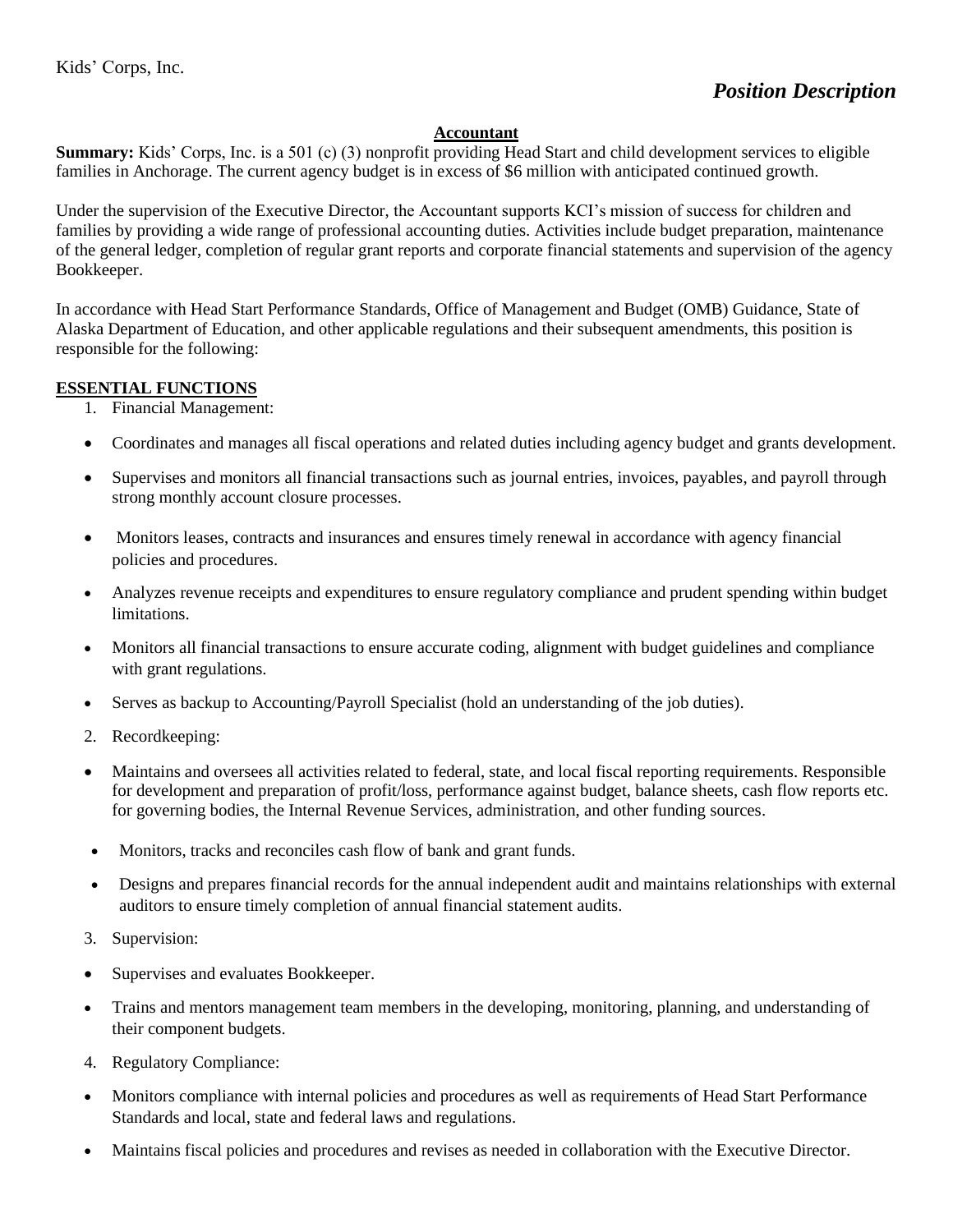Kids' Corps, Inc.

***Position Description***

## Accountant

**Summary:** Kids' Corps, Inc. is a 501 (c) (3) nonprofit providing Head Start and child development services to eligible families in Anchorage. The current agency budget is in excess of $6 million with anticipated continued growth.

Under the supervision of the Executive Director, the Accountant supports KCI's mission of success for children and families by providing a wide range of professional accounting duties. Activities include budget preparation, maintenance of the general ledger, completion of regular grant reports and corporate financial statements and supervision of the agency Bookkeeper.

In accordance with Head Start Performance Standards, Office of Management and Budget (OMB) Guidance, State of Alaska Department of Education, and other applicable regulations and their subsequent amendments, this position is responsible for the following:

### ESSENTIAL FUNCTIONS

1. Financial Management:

- Coordinates and manages all fiscal operations and related duties including agency budget and grants development.
- Supervises and monitors all financial transactions such as journal entries, invoices, payables, and payroll through strong monthly account closure processes.
- Monitors leases, contracts and insurances and ensures timely renewal in accordance with agency financial policies and procedures.
- Analyzes revenue receipts and expenditures to ensure regulatory compliance and prudent spending within budget limitations.
- Monitors all financial transactions to ensure accurate coding, alignment with budget guidelines and compliance with grant regulations.
- Serves as backup to Accounting/Payroll Specialist (hold an understanding of the job duties).

2. Recordkeeping:

- Maintains and oversees all activities related to federal, state, and local fiscal reporting requirements. Responsible for development and preparation of profit/loss, performance against budget, balance sheets, cash flow reports etc. for governing bodies, the Internal Revenue Services, administration, and other funding sources.
- Monitors, tracks and reconciles cash flow of bank and grant funds.
- Designs and prepares financial records for the annual independent audit and maintains relationships with external auditors to ensure timely completion of annual financial statement audits.

3. Supervision:

- Supervises and evaluates Bookkeeper.
- Trains and mentors management team members in the developing, monitoring, planning, and understanding of their component budgets.

4. Regulatory Compliance:

- Monitors compliance with internal policies and procedures as well as requirements of Head Start Performance Standards and local, state and federal laws and regulations.
- Maintains fiscal policies and procedures and revises as needed in collaboration with the Executive Director.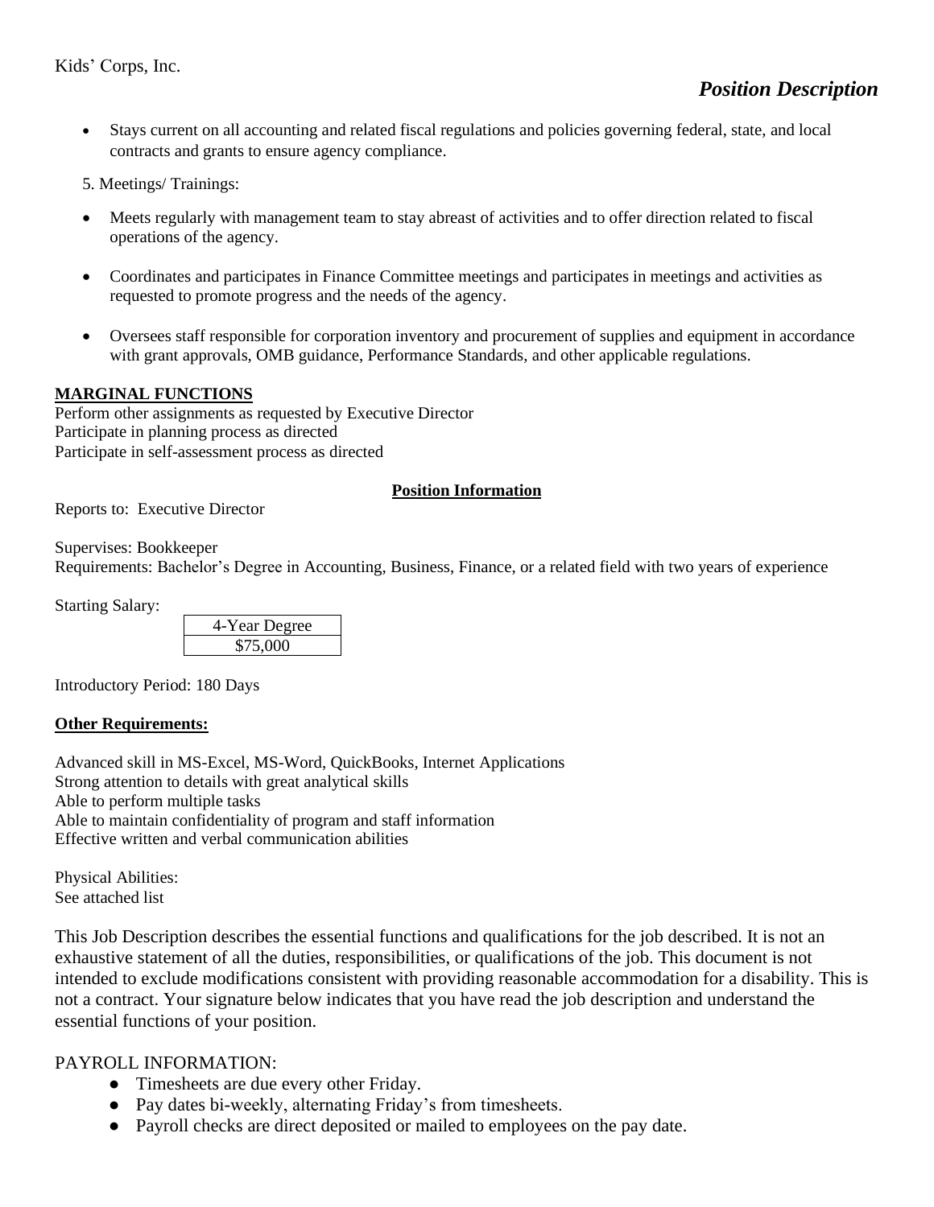- Stays current on all accounting and related fiscal regulations and policies governing federal, state, and local contracts and grants to ensure agency compliance.

5. Meetings/ Trainings:

- Meets regularly with management team to stay abreast of activities and to offer direction related to fiscal operations of the agency.
- Coordinates and participates in Finance Committee meetings and participates in meetings and activities as requested to promote progress and the needs of the agency.
- Oversees staff responsible for corporation inventory and procurement of supplies and equipment in accordance with grant approvals, OMB guidance, Performance Standards, and other applicable regulations.

**MARGINAL FUNCTIONS**

Perform other assignments as requested by Executive Director
Participate in planning process as directed
Participate in self-assessment process as directed

**Position Information**

Reports to: Executive Director

Supervises: Bookkeeper
Requirements: Bachelor's Degree in Accounting, Business, Finance, or a related field with two years of experience

Starting Salary:

| 4-Year Degree |
| --- |
| $75,000 |

Introductory Period: 180 Days

**Other Requirements:**

Advanced skill in MS-Excel, MS-Word, QuickBooks, Internet Applications
Strong attention to details with great analytical skills
Able to perform multiple tasks
Able to maintain confidentiality of program and staff information
Effective written and verbal communication abilities

Physical Abilities:
See attached list

This Job Description describes the essential functions and qualifications for the job described. It is not an exhaustive statement of all the duties, responsibilities, or qualifications of the job. This document is not intended to exclude modifications consistent with providing reasonable accommodation for a disability. This is not a contract. Your signature below indicates that you have read the job description and understand the essential functions of your position.

PAYROLL INFORMATION:

- Timesheets are due every other Friday.
- Pay dates bi-weekly, alternating Friday's from timesheets.
- Payroll checks are direct deposited or mailed to employees on the pay date.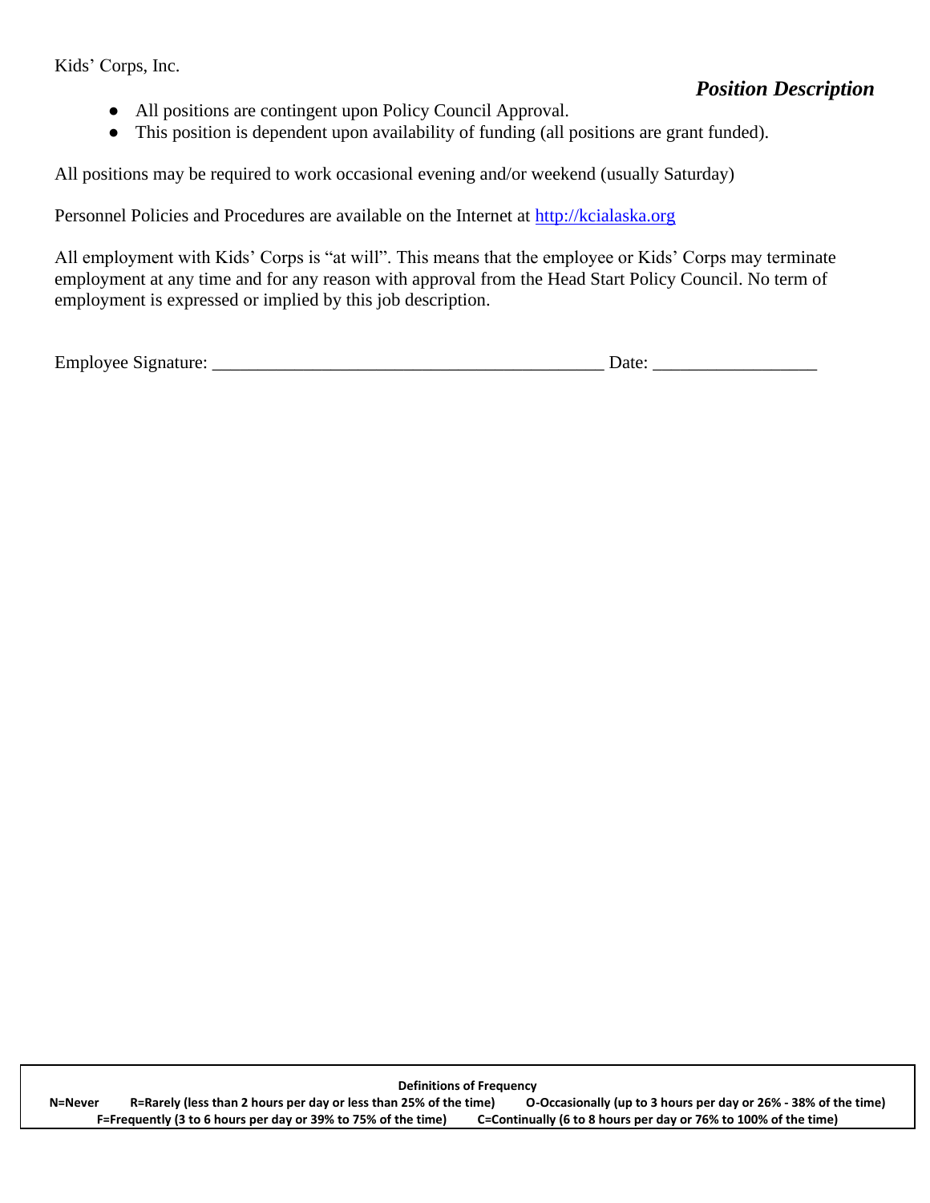Kids' Corps, Inc.

***Position Description***

- All positions are contingent upon Policy Council Approval.
- This position is dependent upon availability of funding (all positions are grant funded).

All positions may be required to work occasional evening and/or weekend (usually Saturday)

Personnel Policies and Procedures are available on the Internet at http://kcialaska.org

All employment with Kids' Corps is "at will". This means that the employee or Kids' Corps may terminate employment at any time and for any reason with approval from the Head Start Policy Council. No term of employment is expressed or implied by this job description.

Employee Signature: ___________________________________________ Date: __________________

**Definitions of Frequency**

**N=Never R=Rarely (less than 2 hours per day or less than 25% of the time) O-Occasionally (up to 3 hours per day or 26% - 38% of the time) F=Frequently (3 to 6 hours per day or 39% to 75% of the time) C=Continually (6 to 8 hours per day or 76% to 100% of the time)**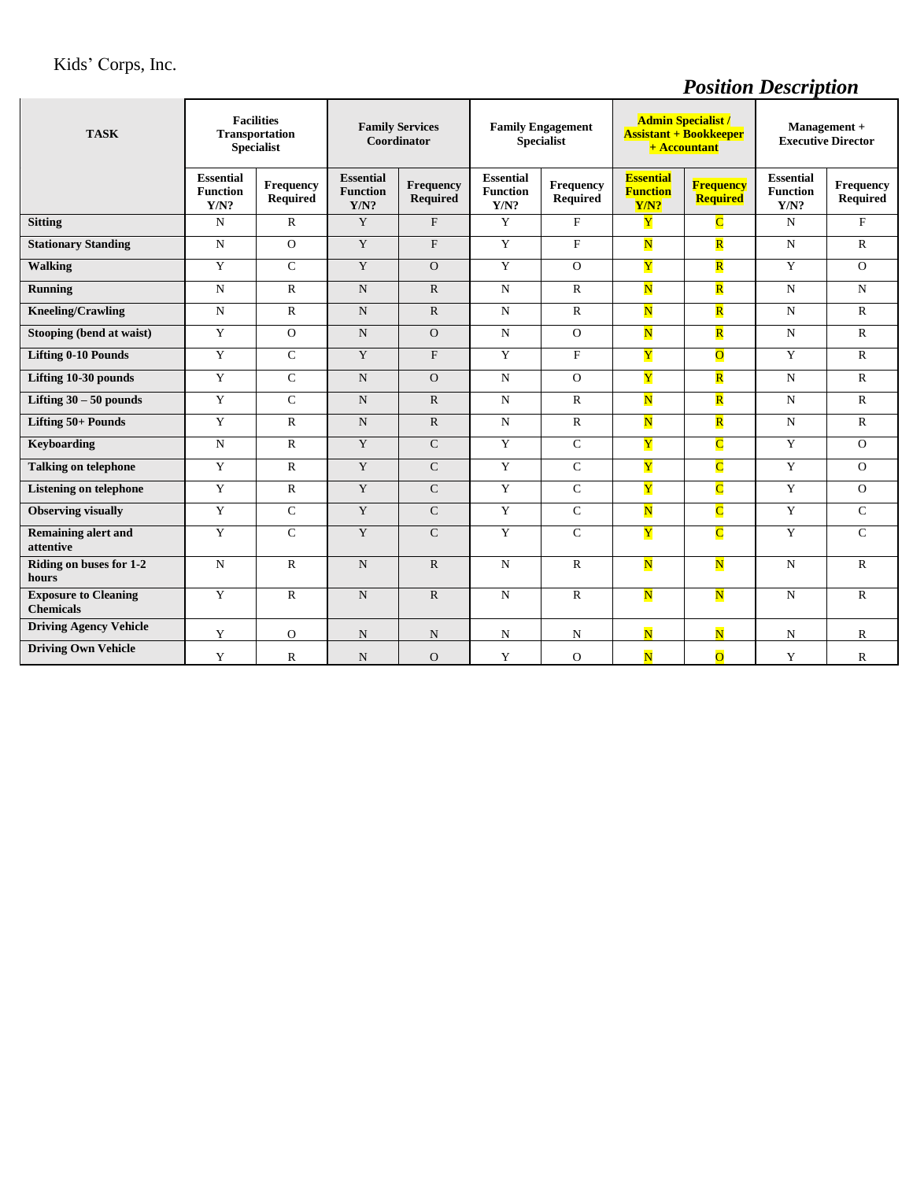Kids' Corps, Inc.

***Position Description***

| TASK | Facilities Transportation Specialist | | Family Services Coordinator | | Family Engagement Specialist | | Admin Specialist / Assistant + Bookkeeper + Accountant | | Management + Executive Director | |
|---|---|---|---|---|---|---|---|---|---|---|
| | Essential Function Y/N? | Frequency Required | Essential Function Y/N? | Frequency Required | Essential Function Y/N? | Frequency Required | Essential Function Y/N? | Frequency Required | Essential Function Y/N? | Frequency Required |
| **Sitting** | N | R | Y | F | Y | F | Y | C | N | F |
| **Stationary Standing** | N | O | Y | F | Y | F | N | R | N | R |
| **Walking** | Y | C | Y | O | Y | O | Y | R | Y | O |
| **Running** | N | R | N | R | N | R | N | R | N | N |
| **Kneeling/Crawling** | N | R | N | R | N | R | N | R | N | R |
| **Stooping (bend at waist)** | Y | O | N | O | N | O | N | R | N | R |
| **Lifting 0-10 Pounds** | Y | C | Y | F | Y | F | Y | O | Y | R |
| **Lifting 10-30 pounds** | Y | C | N | O | N | O | Y | R | N | R |
| **Lifting 30 – 50 pounds** | Y | C | N | R | N | R | N | R | N | R |
| **Lifting 50+ Pounds** | Y | R | N | R | N | R | N | R | N | R |
| **Keyboarding** | N | R | Y | C | Y | C | Y | C | Y | O |
| **Talking on telephone** | Y | R | Y | C | Y | C | Y | C | Y | O |
| **Listening on telephone** | Y | R | Y | C | Y | C | Y | C | Y | O |
| **Observing visually** | Y | C | Y | C | Y | C | N | C | Y | C |
| **Remaining alert and attentive** | Y | C | Y | C | Y | C | Y | C | Y | C |
| **Riding on buses for 1-2 hours** | N | R | N | R | N | R | N | N | N | R |
| **Exposure to Cleaning Chemicals** | Y | R | N | R | N | R | N | N | N | R |
| **Driving Agency Vehicle** | Y | O | N | N | N | N | N | N | N | R |
| **Driving Own Vehicle** | Y | R | N | O | Y | O | N | O | Y | R |